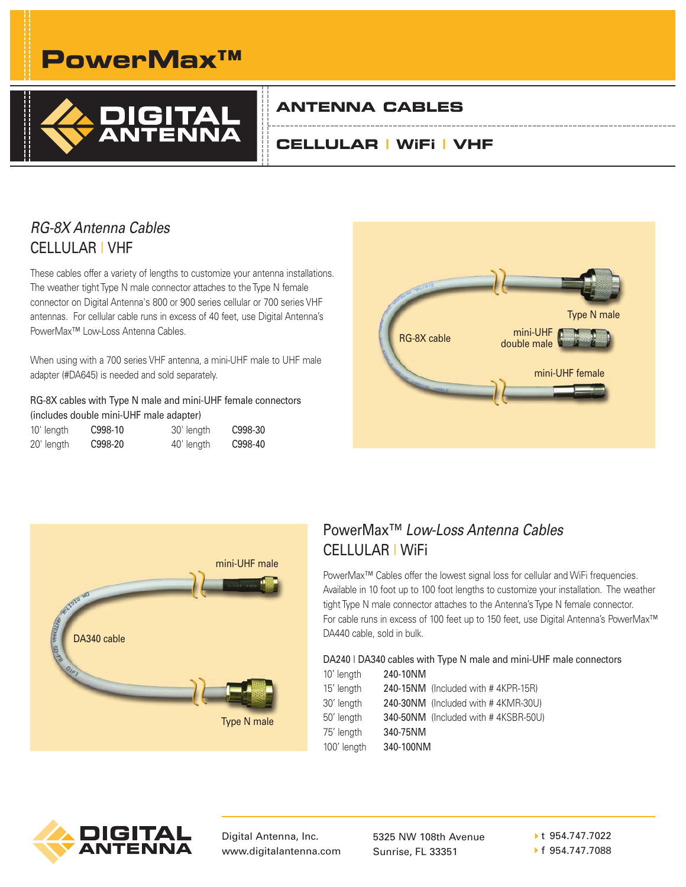# PowerMax™

DIGITAL ANTENNA

## ANTENNA CABLES

## CELLULAR | WiFi | VHF

### *RG-8X Antenna Cables*
### CELLULAR | VHF

These cables offer a variety of lengths to customize your antenna installations. The weather tight Type N male connector attaches to the Type N female connector on Digital Antenna's 800 or 900 series cellular or 700 series VHF antennas. For cellular cable runs in excess of 40 feet, use Digital Antenna's PowerMax™ Low-Loss Antenna Cables.

When using with a 700 series VHF antenna, a mini-UHF male to UHF male adapter (#DA645) is needed and sold separately.

RG-8X cables with Type N male and mini-UHF female connectors (includes double mini-UHF male adapter)

| | | | |
|---|---|---|---|
| 10' length | C998-10 | 30' length | C998-30 |
| 20' length | C998-20 | 40' length | C998-40 |

Type N male

RG-8X cable

mini-UHF double male

mini-UHF female

mini-UHF male

DA340 cable

Type N male

### PowerMax™ *Low-Loss Antenna Cables*
### CELLULAR | WiFi

PowerMax™ Cables offer the lowest signal loss for cellular and WiFi frequencies. Available in 10 foot up to 100 foot lengths to customize your installation. The weather tight Type N male connector attaches to the Antenna's Type N female connector. For cable runs in excess of 100 feet up to 150 feet, use Digital Antenna's PowerMax™ DA440 cable, sold in bulk.

DA240 | DA340 cables with Type N male and mini-UHF male connectors

| | | |
|---|---|---|
| 10' length | 240-10NM | |
| 15' length | 240-15NM | (Included with # 4KPR-15R) |
| 30' length | 240-30NM | (Included with # 4KMR-30U) |
| 50' length | 340-50NM | (Included with # 4KSBR-50U) |
| 75' length | 340-75NM | |
| 100' length | 340-100NM | |

DIGITAL ANTENNA

Digital Antenna, Inc.
www.digitalantenna.com

5325 NW 108th Avenue
Sunrise, FL 33351

t 954.747.7022
f 954.747.7088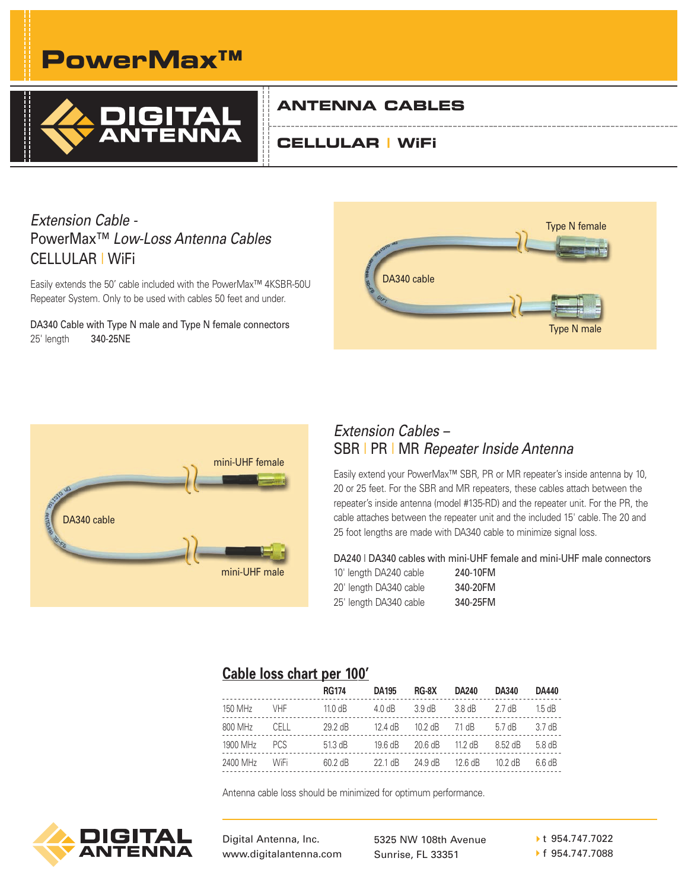# PowerMax™

## ANTENNA CABLES

## CELLULAR | WiFi

### *Extension Cable -* PowerMax™ *Low-Loss Antenna Cables* CELLULAR | WiFi

Easily extends the 50' cable included with the PowerMax™ 4KSBR-50U Repeater System. Only to be used with cables 50 feet and under.

DA340 Cable with Type N male and Type N female connectors
25' length 340-25NE

Type N female
DA340 cable
Type N male

mini-UHF female
DA340 cable
mini-UHF male

### *Extension Cables –* SBR | PR | MR *Repeater Inside Antenna*

Easily extend your PowerMax™ SBR, PR or MR repeater's inside antenna by 10, 20 or 25 feet. For the SBR and MR repeaters, these cables attach between the repeater's inside antenna (model #135-RD) and the repeater unit. For the PR, the cable attaches between the repeater unit and the included 15' cable. The 20 and 25 foot lengths are made with DA340 cable to minimize signal loss.

DA240 | DA340 cables with mini-UHF female and mini-UHF male connectors

| | |
|---|---|
| 10' length DA240 cable | 240-10FM |
| 20' length DA340 cable | 340-20FM |
| 25' length DA340 cable | 340-25FM |

## Cable loss chart per 100'

| | | RG174 | DA195 | RG-8X | DA240 | DA340 | DA440 |
|---|---|---|---|---|---|---|---|
| 150 MHz | VHF | 11.0 dB | 4.0 dB | 3.9 dB | 3.8 dB | 2.7 dB | 1.5 dB |
| 800 MHz | CELL | 29.2 dB | 12.4 dB | 10.2 dB | 7.1 dB | 5.7 dB | 3.7 dB |
| 1900 MHz | PCS | 51.3 dB | 19.6 dB | 20.6 dB | 11.2 dB | 8.52 dB | 5.8 dB |
| 2400 MHz | WiFi | 60.2 dB | 22.1 dB | 24.9 dB | 12.6 dB | 10.2 dB | 6.6 dB |

Antenna cable loss should be minimized for optimum performance.

Digital Antenna, Inc.
www.digitalantenna.com

5325 NW 108th Avenue
Sunrise, FL 33351

t 954.747.7022
f 954.747.7088